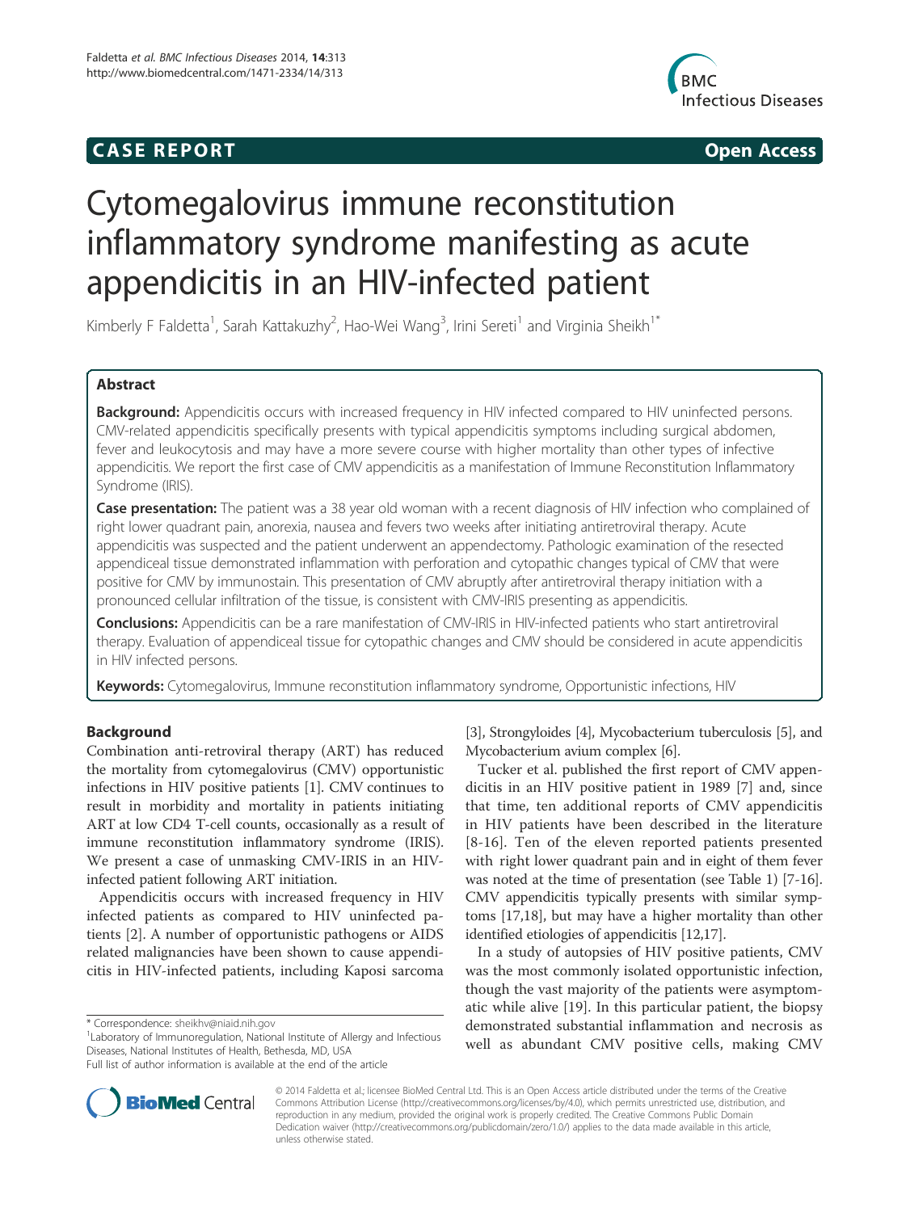**CASE REPORT** **Open Access**

# Cytomegalovirus immune reconstitution inflammatory syndrome manifesting as acute appendicitis in an HIV-infected patient

Kimberly F Faldetta[1], Sarah Kattakuzhy[2], Hao-Wei Wang[3], Irini Sereti[1] and Virginia Sheikh[1*]

## Abstract

**Background:** Appendicitis occurs with increased frequency in HIV infected compared to HIV uninfected persons. CMV-related appendicitis specifically presents with typical appendicitis symptoms including surgical abdomen, fever and leukocytosis and may have a more severe course with higher mortality than other types of infective appendicitis. We report the first case of CMV appendicitis as a manifestation of Immune Reconstitution Inflammatory Syndrome (IRIS).

**Case presentation:** The patient was a 38 year old woman with a recent diagnosis of HIV infection who complained of right lower quadrant pain, anorexia, nausea and fevers two weeks after initiating antiretroviral therapy. Acute appendicitis was suspected and the patient underwent an appendectomy. Pathologic examination of the resected appendiceal tissue demonstrated inflammation with perforation and cytopathic changes typical of CMV that were positive for CMV by immunostain. This presentation of CMV abruptly after antiretroviral therapy initiation with a pronounced cellular infiltration of the tissue, is consistent with CMV-IRIS presenting as appendicitis.

**Conclusions:** Appendicitis can be a rare manifestation of CMV-IRIS in HIV-infected patients who start antiretroviral therapy. Evaluation of appendiceal tissue for cytopathic changes and CMV should be considered in acute appendicitis in HIV infected persons.

**Keywords:** Cytomegalovirus, Immune reconstitution inflammatory syndrome, Opportunistic infections, HIV

## Background

Combination anti-retroviral therapy (ART) has reduced the mortality from cytomegalovirus (CMV) opportunistic infections in HIV positive patients [1]. CMV continues to result in morbidity and mortality in patients initiating ART at low CD4 T-cell counts, occasionally as a result of immune reconstitution inflammatory syndrome (IRIS). We present a case of unmasking CMV-IRIS in an HIV-infected patient following ART initiation.

Appendicitis occurs with increased frequency in HIV infected patients as compared to HIV uninfected patients [2]. A number of opportunistic pathogens or AIDS related malignancies have been shown to cause appendicitis in HIV-infected patients, including Kaposi sarcoma [3], Strongyloides [4], Mycobacterium tuberculosis [5], and Mycobacterium avium complex [6].

Tucker et al. published the first report of CMV appendicitis in an HIV positive patient in 1989 [7] and, since that time, ten additional reports of CMV appendicitis in HIV patients have been described in the literature [8-16]. Ten of the eleven reported patients presented with right lower quadrant pain and in eight of them fever was noted at the time of presentation (see Table 1) [7-16]. CMV appendicitis typically presents with similar symptoms [17,18], but may have a higher mortality than other identified etiologies of appendicitis [12,17].

In a study of autopsies of HIV positive patients, CMV was the most commonly isolated opportunistic infection, though the vast majority of the patients were asymptomatic while alive [19]. In this particular patient, the biopsy demonstrated substantial inflammation and necrosis as well as abundant CMV positive cells, making CMV

\* Correspondence: sheikhv@niaid.nih.gov
[1]Laboratory of Immunoregulation, National Institute of Allergy and Infectious Diseases, National Institutes of Health, Bethesda, MD, USA
Full list of author information is available at the end of the article

© 2014 Faldetta et al.; licensee BioMed Central Ltd. This is an Open Access article distributed under the terms of the Creative Commons Attribution License (http://creativecommons.org/licenses/by/4.0), which permits unrestricted use, distribution, and reproduction in any medium, provided the original work is properly credited. The Creative Commons Public Domain Dedication waiver (http://creativecommons.org/publicdomain/zero/1.0/) applies to the data made available in this article, unless otherwise stated.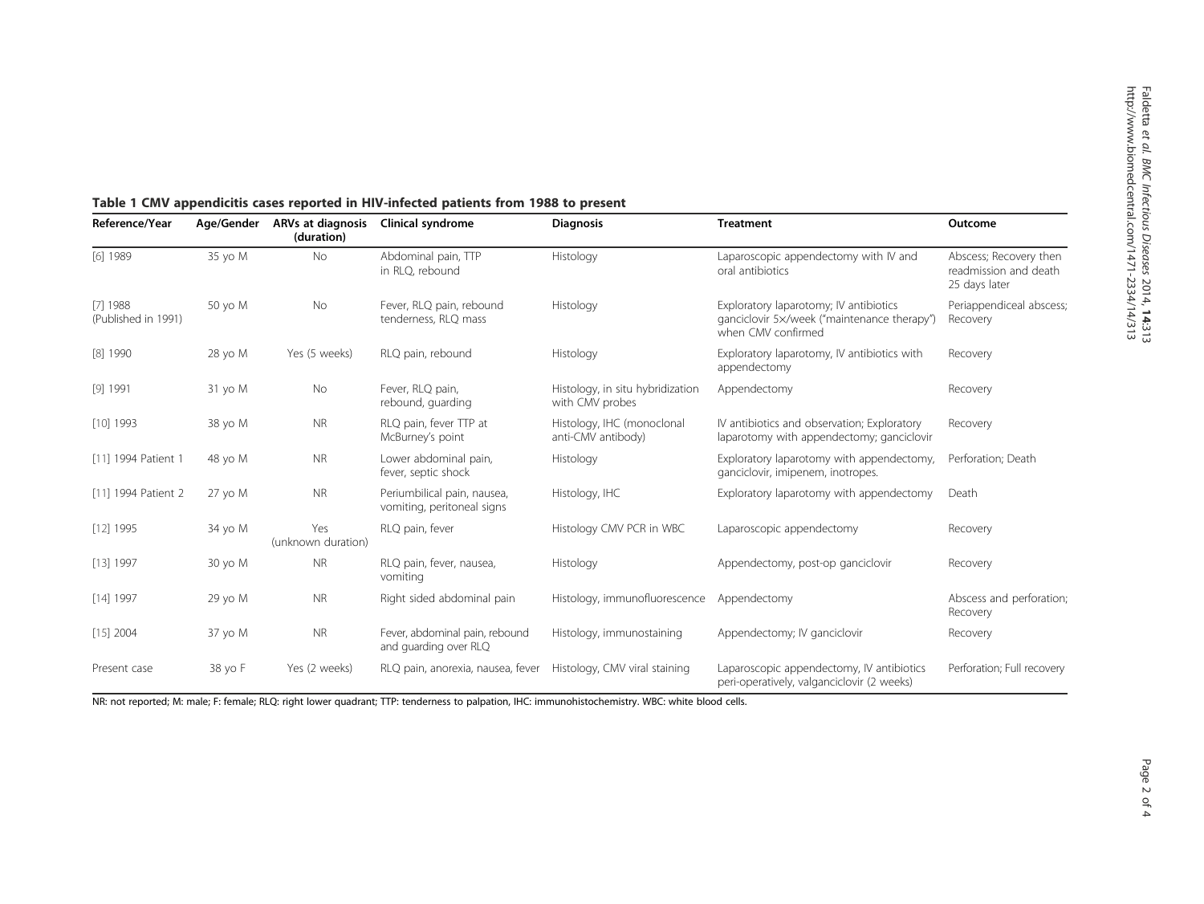**Table 1 CMV appendicitis cases reported in HIV-infected patients from 1988 to present**

| Reference/Year | Age/Gender | ARVs at diagnosis (duration) | Clinical syndrome | Diagnosis | Treatment | Outcome |
|---|---|---|---|---|---|---|
| [6] 1989 | 35 yo M | No | Abdominal pain, TTP in RLQ, rebound | Histology | Laparoscopic appendectomy with IV and oral antibiotics | Abscess; Recovery then readmission and death 25 days later |
| [7] 1988 (Published in 1991) | 50 yo M | No | Fever, RLQ pain, rebound tenderness, RLQ mass | Histology | Exploratory laparotomy; IV antibiotics ganciclovir 5×/week ("maintenance therapy") when CMV confirmed | Periappendiceal abscess; Recovery |
| [8] 1990 | 28 yo M | Yes (5 weeks) | RLQ pain, rebound | Histology | Exploratory laparotomy, IV antibiotics with appendectomy | Recovery |
| [9] 1991 | 31 yo M | No | Fever, RLQ pain, rebound, guarding | Histology, in situ hybridization with CMV probes | Appendectomy | Recovery |
| [10] 1993 | 38 yo M | NR | RLQ pain, fever TTP at McBurney's point | Histology, IHC (monoclonal anti-CMV antibody) | IV antibiotics and observation; Exploratory laparotomy with appendectomy; ganciclovir | Recovery |
| [11] 1994 Patient 1 | 48 yo M | NR | Lower abdominal pain, fever, septic shock | Histology | Exploratory laparotomy with appendectomy, ganciclovir, imipenem, inotropes. | Perforation; Death |
| [11] 1994 Patient 2 | 27 yo M | NR | Periumbilical pain, nausea, vomiting, peritoneal signs | Histology, IHC | Exploratory laparotomy with appendectomy | Death |
| [12] 1995 | 34 yo M | Yes (unknown duration) | RLQ pain, fever | Histology CMV PCR in WBC | Laparoscopic appendectomy | Recovery |
| [13] 1997 | 30 yo M | NR | RLQ pain, fever, nausea, vomiting | Histology | Appendectomy, post-op ganciclovir | Recovery |
| [14] 1997 | 29 yo M | NR | Right sided abdominal pain | Histology, immunofluorescence | Appendectomy | Abscess and perforation; Recovery |
| [15] 2004 | 37 yo M | NR | Fever, abdominal pain, rebound and guarding over RLQ | Histology, immunostaining | Appendectomy; IV ganciclovir | Recovery |
| Present case | 38 yo F | Yes (2 weeks) | RLQ pain, anorexia, nausea, fever | Histology, CMV viral staining | Laparoscopic appendectomy, IV antibiotics peri-operatively, valganciclovir (2 weeks) | Perforation; Full recovery |

NR: not reported; M: male; F: female; RLQ: right lower quadrant; TTP: tenderness to palpation, IHC: immunohistochemistry. WBC: white blood cells.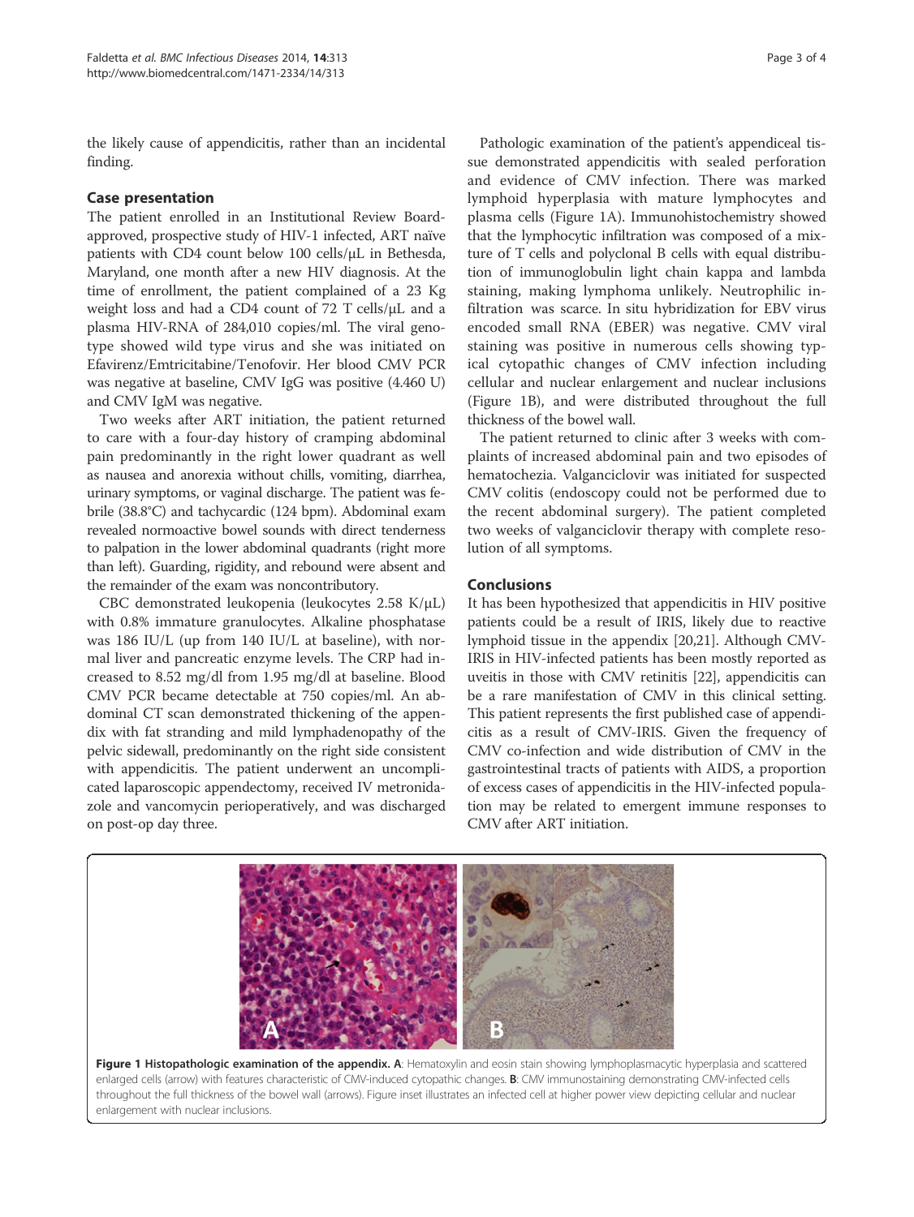the likely cause of appendicitis, rather than an incidental finding.

## Case presentation

The patient enrolled in an Institutional Review Board-approved, prospective study of HIV-1 infected, ART naïve patients with CD4 count below 100 cells/μL in Bethesda, Maryland, one month after a new HIV diagnosis. At the time of enrollment, the patient complained of a 23 Kg weight loss and had a CD4 count of 72 T cells/μL and a plasma HIV-RNA of 284,010 copies/ml. The viral genotype showed wild type virus and she was initiated on Efavirenz/Emtricitabine/Tenofovir. Her blood CMV PCR was negative at baseline, CMV IgG was positive (4.460 U) and CMV IgM was negative.

Two weeks after ART initiation, the patient returned to care with a four-day history of cramping abdominal pain predominantly in the right lower quadrant as well as nausea and anorexia without chills, vomiting, diarrhea, urinary symptoms, or vaginal discharge. The patient was febrile (38.8°C) and tachycardic (124 bpm). Abdominal exam revealed normoactive bowel sounds with direct tenderness to palpation in the lower abdominal quadrants (right more than left). Guarding, rigidity, and rebound were absent and the remainder of the exam was noncontributory.

CBC demonstrated leukopenia (leukocytes 2.58 K/μL) with 0.8% immature granulocytes. Alkaline phosphatase was 186 IU/L (up from 140 IU/L at baseline), with normal liver and pancreatic enzyme levels. The CRP had increased to 8.52 mg/dl from 1.95 mg/dl at baseline. Blood CMV PCR became detectable at 750 copies/ml. An abdominal CT scan demonstrated thickening of the appendix with fat stranding and mild lymphadenopathy of the pelvic sidewall, predominantly on the right side consistent with appendicitis. The patient underwent an uncomplicated laparoscopic appendectomy, received IV metronidazole and vancomycin perioperatively, and was discharged on post-op day three.

Pathologic examination of the patient's appendiceal tissue demonstrated appendicitis with sealed perforation and evidence of CMV infection. There was marked lymphoid hyperplasia with mature lymphocytes and plasma cells (Figure 1A). Immunohistochemistry showed that the lymphocytic infiltration was composed of a mixture of T cells and polyclonal B cells with equal distribution of immunoglobulin light chain kappa and lambda staining, making lymphoma unlikely. Neutrophilic infiltration was scarce. In situ hybridization for EBV virus encoded small RNA (EBER) was negative. CMV viral staining was positive in numerous cells showing typical cytopathic changes of CMV infection including cellular and nuclear enlargement and nuclear inclusions (Figure 1B), and were distributed throughout the full thickness of the bowel wall.

The patient returned to clinic after 3 weeks with complaints of increased abdominal pain and two episodes of hematochezia. Valganciclovir was initiated for suspected CMV colitis (endoscopy could not be performed due to the recent abdominal surgery). The patient completed two weeks of valganciclovir therapy with complete resolution of all symptoms.

## Conclusions

It has been hypothesized that appendicitis in HIV positive patients could be a result of IRIS, likely due to reactive lymphoid tissue in the appendix [20,21]. Although CMV-IRIS in HIV-infected patients has been mostly reported as uveitis in those with CMV retinitis [22], appendicitis can be a rare manifestation of CMV in this clinical setting. This patient represents the first published case of appendicitis as a result of CMV-IRIS. Given the frequency of CMV co-infection and wide distribution of CMV in the gastrointestinal tracts of patients with AIDS, a proportion of excess cases of appendicitis in the HIV-infected population may be related to emergent immune responses to CMV after ART initiation.

**Figure 1 Histopathologic examination of the appendix. A**: Hematoxylin and eosin stain showing lymphoplasmacytic hyperplasia and scattered enlarged cells (arrow) with features characteristic of CMV-induced cytopathic changes. **B**: CMV immunostaining demonstrating CMV-infected cells throughout the full thickness of the bowel wall (arrows). Figure inset illustrates an infected cell at higher power view depicting cellular and nuclear enlargement with nuclear inclusions.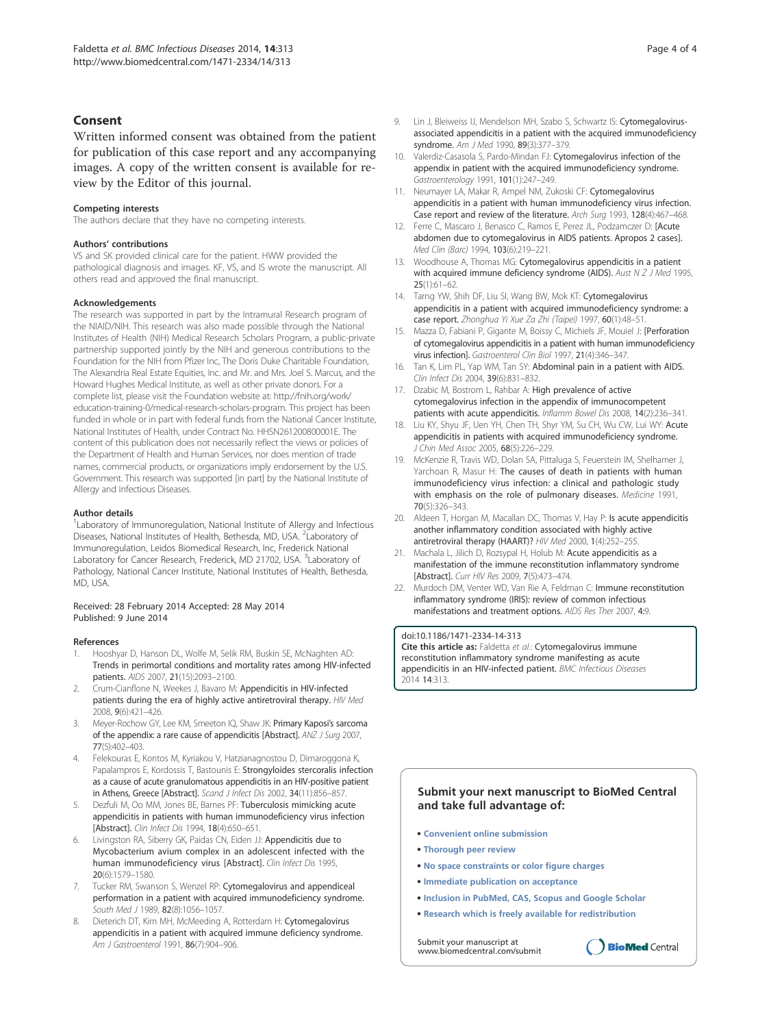## Consent

Written informed consent was obtained from the patient for publication of this case report and any accompanying images. A copy of the written consent is available for review by the Editor of this journal.

### Competing interests

The authors declare that they have no competing interests.

### Authors' contributions

VS and SK provided clinical care for the patient. HWW provided the pathological diagnosis and images. KF, VS, and IS wrote the manuscript. All others read and approved the final manuscript.

### Acknowledgements

The research was supported in part by the Intramural Research program of the NIAID/NIH. This research was also made possible through the National Institutes of Health (NIH) Medical Research Scholars Program, a public-private partnership supported jointly by the NIH and generous contributions to the Foundation for the NIH from Pfizer Inc, The Doris Duke Charitable Foundation, The Alexandria Real Estate Equities, Inc. and Mr. and Mrs. Joel S. Marcus, and the Howard Hughes Medical Institute, as well as other private donors. For a complete list, please visit the Foundation website at: http://fnih.org/work/education-training-0/medical-research-scholars-program. This project has been funded in whole or in part with federal funds from the National Cancer Institute, National Institutes of Health, under Contract No. HHSN261200800001E. The content of this publication does not necessarily reflect the views or policies of the Department of Health and Human Services, nor does mention of trade names, commercial products, or organizations imply endorsement by the U.S. Government. This research was supported [in part] by the National Institute of Allergy and Infectious Diseases.

### Author details

[1]Laboratory of Immunoregulation, National Institute of Allergy and Infectious Diseases, National Institutes of Health, Bethesda, MD, USA. [2]Laboratory of Immunoregulation, Leidos Biomedical Research, Inc, Frederick National Laboratory for Cancer Research, Frederick, MD 21702, USA. [3]Laboratory of Pathology, National Cancer Institute, National Institutes of Health, Bethesda, MD, USA.

Received: 28 February 2014 Accepted: 28 May 2014
Published: 9 June 2014

### References

1. Hooshyar D, Hanson DL, Wolfe M, Selik RM, Buskin SE, McNaghten AD: **Trends in perimortal conditions and mortality rates among HIV-infected patients.** *AIDS* 2007, **21**(15):2093–2100.
2. Crum-Cianflone N, Weekes J, Bavaro M: **Appendicitis in HIV-infected patients during the era of highly active antiretroviral therapy.** *HIV Med* 2008, **9**(6):421–426.
3. Meyer-Rochow GY, Lee KM, Smeeton IQ, Shaw JK: **Primary Kaposi's sarcoma of the appendix: a rare cause of appendicitis [Abstract].** *ANZ J Surg* 2007, **77**(5):402–403.
4. Felekouras E, Kontos M, Kyriakou V, Hatzianagnostou D, Dimaroggona K, Papalampros E, Kordossis T, Bastounis E: **Strongyloides stercoralis infection as a cause of acute granulomatous appendicitis in an HIV-positive patient in Athens, Greece [Abstract].** *Scand J Infect Dis* 2002, **34**(11):856–857.
5. Dezfuli M, Oo MM, Jones BE, Barnes PF: **Tuberculosis mimicking acute appendicitis in patients with human immunodeficiency virus infection [Abstract].** *Clin Infect Dis* 1994, **18**(4):650–651.
6. Livingston RA, Siberry GK, Paidas CN, Eiden JJ: **Appendicitis due to Mycobacterium avium complex in an adolescent infected with the human immunodeficiency virus [Abstract].** *Clin Infect Dis* 1995, **20**(6):1579–1580.
7. Tucker RM, Swanson S, Wenzel RP: **Cytomegalovirus and appendiceal performation in a patient with acquired immunodeficiency syndrome.** *South Med J* 1989, **82**(8):1056–1057.
8. Dieterich DT, Kim MH, McMeeding A, Rotterdam H: **Cytomegalovirus appendicitis in a patient with acquired immune deficiency syndrome.** *Am J Gastroenterol* 1991, **86**(7):904–906.
9. Lin J, Bleiweiss IJ, Mendelson MH, Szabo S, Schwartz IS: **Cytomegalovirus-associated appendicitis in a patient with the acquired immunodeficiency syndrome.** *Am J Med* 1990, **89**(3):377–379.
10. Valerdiz-Casasola S, Pardo-Mindan FJ: **Cytomegalovirus infection of the appendix in patient with the acquired immunodeficiency syndrome.** *Gastroenterology* 1991, **101**(1):247–249.
11. Neumayer LA, Makar R, Ampel NM, Zukoski CF: **Cytomegalovirus appendicitis in a patient with human immunodeficiency virus infection. Case report and review of the literature.** *Arch Surg* 1993, **128**(4):467–468.
12. Ferre C, Mascaro J, Benasco C, Ramos E, Perez JL, Podzamczer D: **[Acute abdomen due to cytomegalovirus in AIDS patients. Apropos 2 cases].** *Med Clin (Barc)* 1994, **103**(6):219–221.
13. Woodhouse A, Thomas MG: **Cytomegalovirus appendicitis in a patient with acquired immune deficiency syndrome (AIDS).** *Aust N Z J Med* 1995, **25**(1):61–62.
14. Tarng YW, Shih DF, Liu SI, Wang BW, Mok KT: **Cytomegalovirus appendicitis in a patient with acquired immunodeficiency syndrome: a case report.** *Zhonghua Yi Xue Za Zhi (Taipei)* 1997, **60**(1):48–51.
15. Mazza D, Fabiani P, Gigante M, Boissy C, Michiels JF, Mouiel J: **[Perforation of cytomegalovirus appendicitis in a patient with human immunodeficiency virus infection].** *Gastroenterol Clin Biol* 1997, **21**(4):346–347.
16. Tan K, Lim PL, Yap WM, Tan SY: **Abdominal pain in a patient with AIDS.** *Clin Infect Dis* 2004, **39**(6):831–832.
17. Dzabic M, Bostrom L, Rahbar A: **High prevalence of active cytomegalovirus infection in the appendix of immunocompetent patients with acute appendicitis.** *Inflamm Bowel Dis* 2008, **14**(2):236–341.
18. Liu KY, Shyu JF, Uen YH, Chen TH, Shyr YM, Su CH, Wu CW, Lui WY: **Acute appendicitis in patients with acquired immunodeficiency syndrome.** *J Chin Med Assoc* 2005, **68**(5):226–229.
19. McKenzie R, Travis WD, Dolan SA, Pittaluga S, Feuerstein IM, Shelhamer J, Yarchoan R, Masur H: **The causes of death in patients with human immunodeficiency virus infection: a clinical and pathologic study with emphasis on the role of pulmonary diseases.** *Medicine* 1991, **70**(5):326–343.
20. Aldeen T, Horgan M, Macallan DC, Thomas V, Hay P: **Is acute appendicitis another inflammatory condition associated with highly active antiretroviral therapy (HAART)?** *HIV Med* 2000, **1**(4):252–255.
21. Machala L, Jilich D, Rozsypal H, Holub M: **Acute appendicitis as a manifestation of the immune reconstitution inflammatory syndrome [Abstract].** *Curr HIV Res* 2009, **7**(5):473–474.
22. Murdoch DM, Venter WD, Van Rie A, Feldman C: **Immune reconstitution inflammatory syndrome (IRIS): review of common infectious manifestations and treatment options.** *AIDS Res Ther* 2007, **4**:9.

doi:10.1186/1471-2334-14-313
**Cite this article as:** Faldetta *et al.*: Cytomegalovirus immune reconstitution inflammatory syndrome manifesting as acute appendicitis in an HIV-infected patient. *BMC Infectious Diseases* 2014 **14**:313.

**Submit your next manuscript to BioMed Central and take full advantage of:**

- **Convenient online submission**
- **Thorough peer review**
- **No space constraints or color figure charges**
- **Immediate publication on acceptance**
- **Inclusion in PubMed, CAS, Scopus and Google Scholar**
- **Research which is freely available for redistribution**

Submit your manuscript at
www.biomedcentral.com/submit